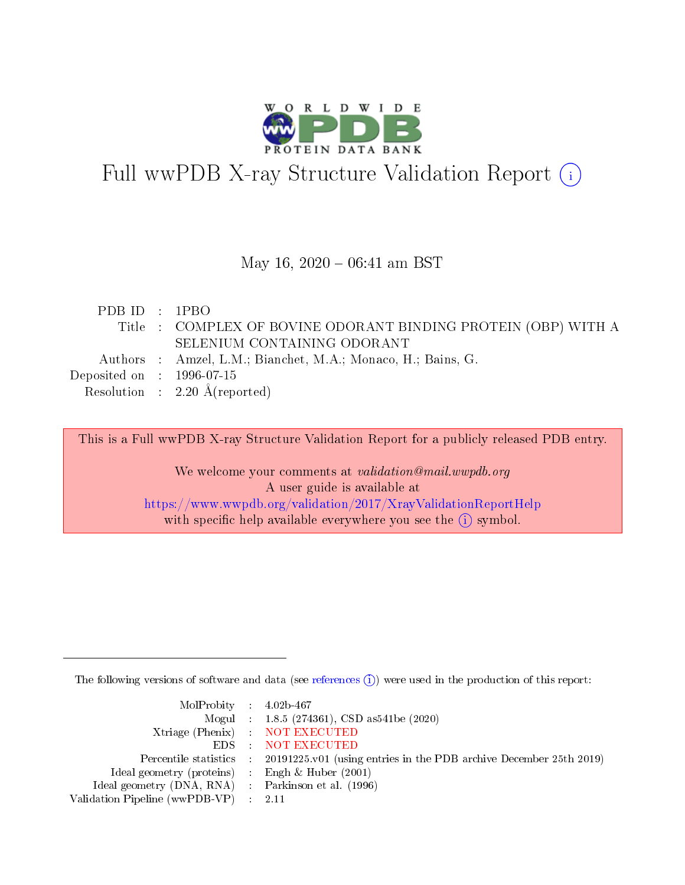# Full wwPDB X-ray Structure Validation Report

May 16, 2020 – 06:41 am BST

| | | |
|---|---|---|
| PDB ID | : | 1PBO |
| Title | : | COMPLEX OF BOVINE ODORANT BINDING PROTEIN (OBP) WITH A SELENIUM CONTAINING ODORANT |
| Authors | : | Amzel, L.M.; Bianchet, M.A.; Monaco, H.; Bains, G. |
| Deposited on | : | 1996-07-15 |
| Resolution | : | 2.20 Å(reported) |

This is a Full wwPDB X-ray Structure Validation Report for a publicly released PDB entry.

We welcome your comments at *validation@mail.wwpdb.org*
A user guide is available at
https://www.wwpdb.org/validation/2017/XrayValidationReportHelp
with specific help available everywhere you see the (i) symbol.

The following versions of software and data (see references (i)) were used in the production of this report:

| | | |
|---|---|---|
| MolProbity | : | 4.02b-467 |
| Mogul | : | 1.8.5 (274361), CSD as541be (2020) |
| Xtriage (Phenix) | : | NOT EXECUTED |
| EDS | : | NOT EXECUTED |
| Percentile statistics | : | 20191225.v01 (using entries in the PDB archive December 25th 2019) |
| Ideal geometry (proteins) | : | Engh & Huber (2001) |
| Ideal geometry (DNA, RNA) | : | Parkinson et al. (1996) |
| Validation Pipeline (wwPDB-VP) | : | 2.11 |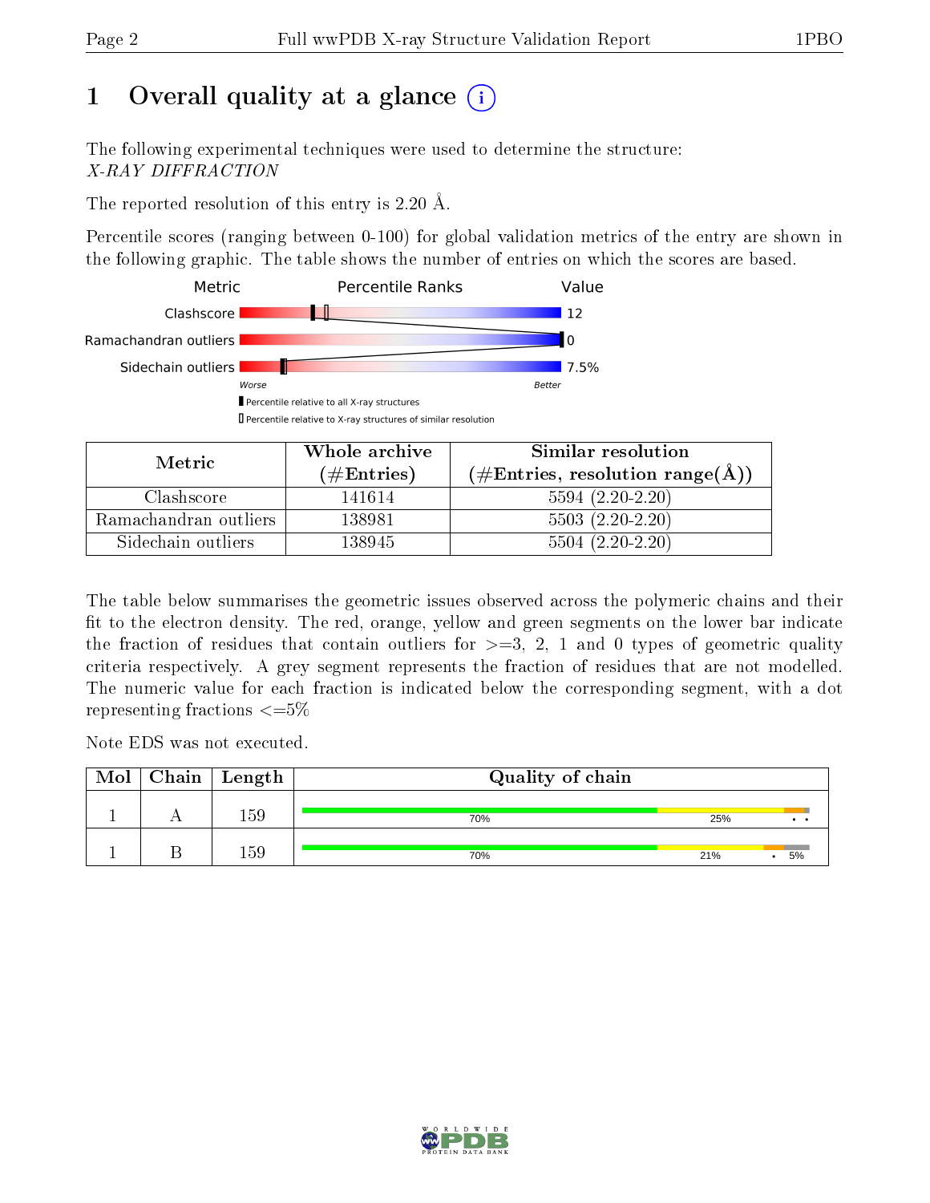# 1 Overall quality at a glance (i)

The following experimental techniques were used to determine the structure:
*X-RAY DIFFRACTION*

The reported resolution of this entry is 2.20 Å.

Percentile scores (ranging between 0-100) for global validation metrics of the entry are shown in the following graphic. The table shows the number of entries on which the scores are based.

| Metric | Value |
|---|---|
| Clashscore | 12 |
| Ramachandran outliers | 0 |
| Sidechain outliers | 7.5% |

Worse — Better

▮ Percentile relative to all X-ray structures
▯ Percentile relative to X-ray structures of similar resolution

| Metric | Whole archive (#Entries) | Similar resolution (#Entries, resolution range(Å)) |
|---|---|---|
| Clashscore | 141614 | 5594 (2.20-2.20) |
| Ramachandran outliers | 138981 | 5503 (2.20-2.20) |
| Sidechain outliers | 138945 | 5504 (2.20-2.20) |

The table below summarises the geometric issues observed across the polymeric chains and their fit to the electron density. The red, orange, yellow and green segments on the lower bar indicate the fraction of residues that contain outliers for >=3, 2, 1 and 0 types of geometric quality criteria respectively. A grey segment represents the fraction of residues that are not modelled. The numeric value for each fraction is indicated below the corresponding segment, with a dot representing fractions <=5%

Note EDS was not executed.

| Mol | Chain | Length | Quality of chain |
|---|---|---|---|
| 1 | A | 159 | 70% 25% • • |
| 1 | B | 159 | 70% 21% • 5% |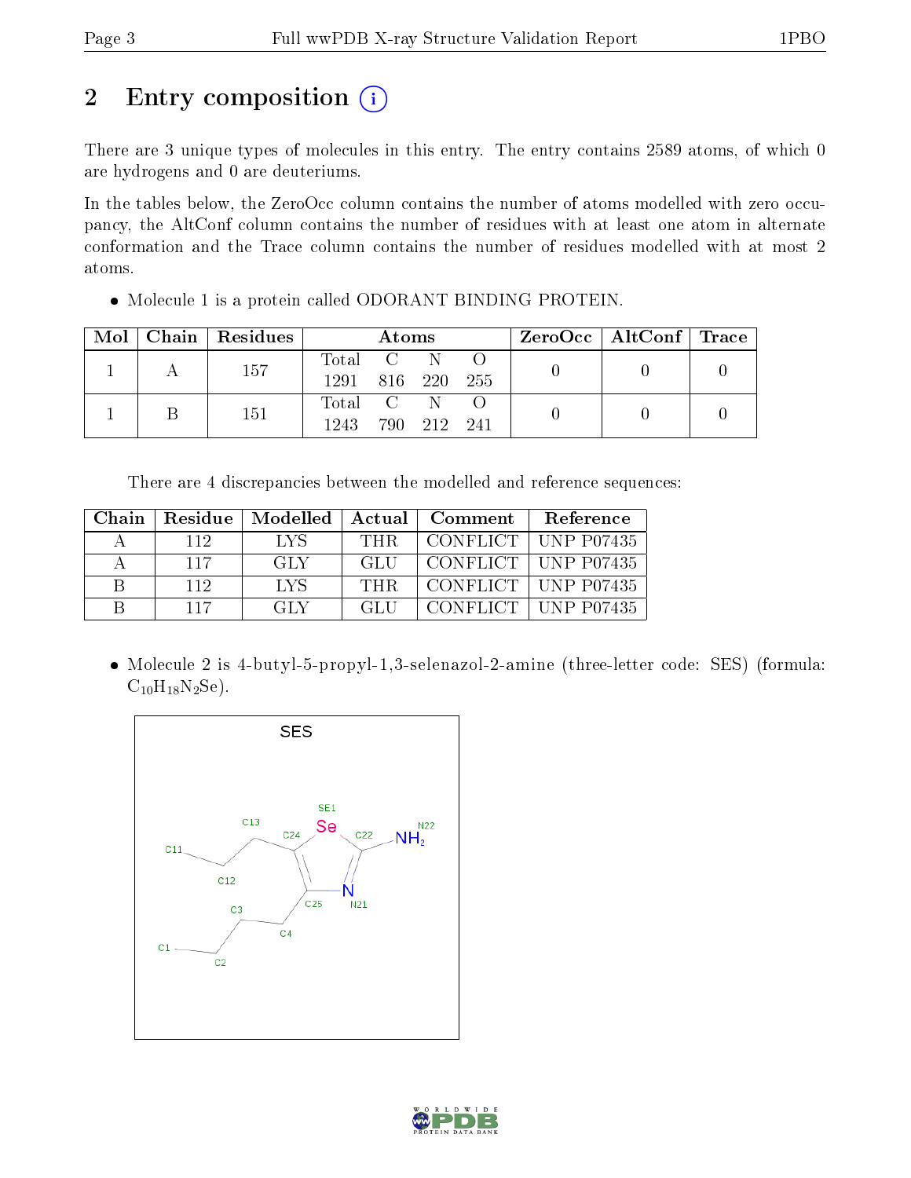# 2 Entry composition

There are 3 unique types of molecules in this entry. The entry contains 2589 atoms, of which 0 are hydrogens and 0 are deuteriums.

In the tables below, the ZeroOcc column contains the number of atoms modelled with zero occupancy, the AltConf column contains the number of residues with at least one atom in alternate conformation and the Trace column contains the number of residues modelled with at most 2 atoms.

- Molecule 1 is a protein called ODORANT BINDING PROTEIN.

| Mol | Chain | Residues | Atoms | | | | ZeroOcc | AltConf | Trace |
|---|---|---|---|---|---|---|---|---|---|
| 1 | A | 157 | Total<br>1291 | C<br>816 | N<br>220 | O<br>255 | 0 | 0 | 0 |
| 1 | B | 151 | Total<br>1243 | C<br>790 | N<br>212 | O<br>241 | 0 | 0 | 0 |

There are 4 discrepancies between the modelled and reference sequences:

| Chain | Residue | Modelled | Actual | Comment | Reference |
|---|---|---|---|---|---|
| A | 112 | LYS | THR | CONFLICT | UNP P07435 |
| A | 117 | GLY | GLU | CONFLICT | UNP P07435 |
| B | 112 | LYS | THR | CONFLICT | UNP P07435 |
| B | 117 | GLY | GLU | CONFLICT | UNP P07435 |

- Molecule 2 is 4-butyl-5-propyl-1,3-selenazol-2-amine (three-letter code: SES) (formula: $C_{10}H_{18}N_2Se$).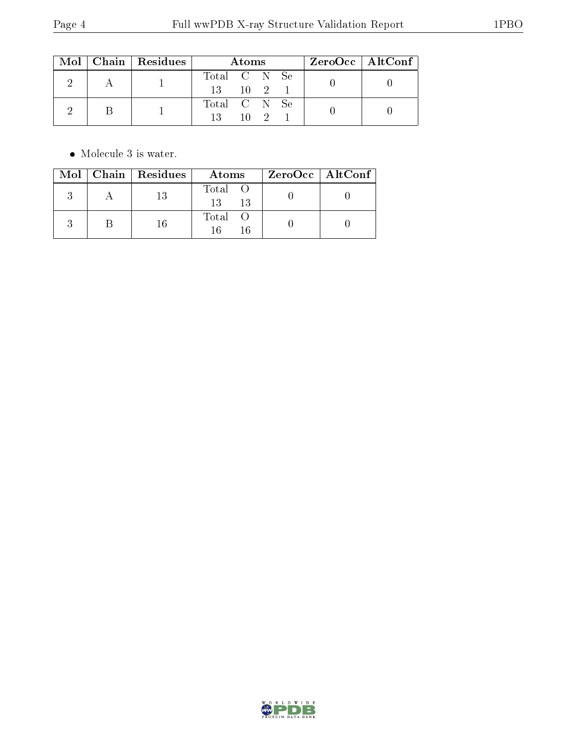| Mol | Chain | Residues | Atoms | | | | ZeroOcc | AltConf |
|---|---|---|---|---|---|---|---|---|
| | | | Total | C | N | Se | | |
| 2 | A | 1 | 13 | 10 | 2 | 1 | 0 | 0 |
| 2 | B | 1 | 13 | 10 | 2 | 1 | 0 | 0 |

- Molecule 3 is water.

| Mol | Chain | Residues | Atoms | | ZeroOcc | AltConf |
|---|---|---|---|---|---|---|
| | | | Total | O | | |
| 3 | A | 13 | 13 | 13 | 0 | 0 |
| 3 | B | 16 | 16 | 16 | 0 | 0 |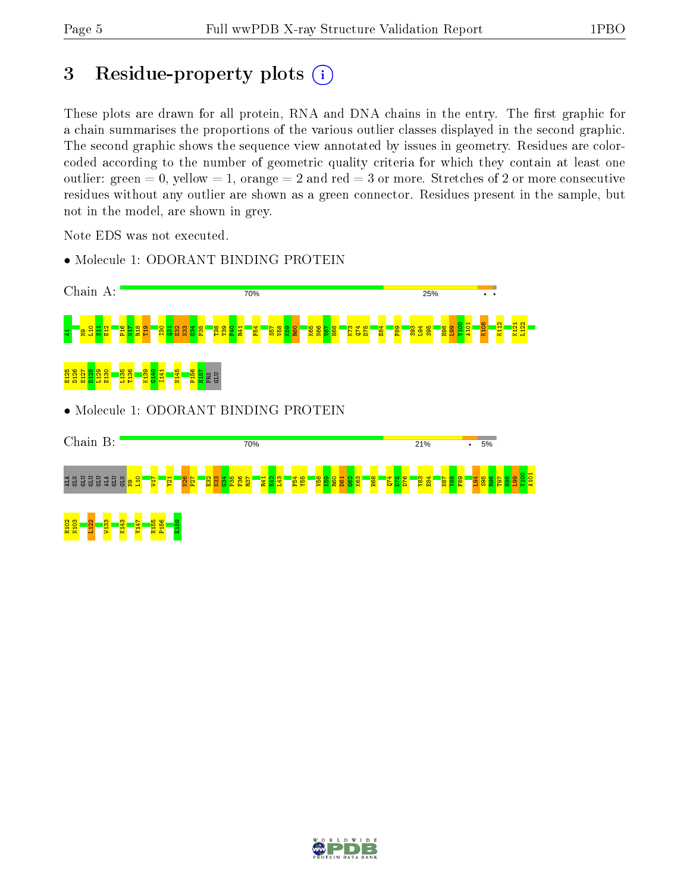# 3 Residue-property plots

These plots are drawn for all protein, RNA and DNA chains in the entry. The first graphic for a chain summarises the proportions of the various outlier classes displayed in the second graphic. The second graphic shows the sequence view annotated by issues in geometry. Residues are color-coded according to the number of geometric quality criteria for which they contain at least one outlier: green = 0, yellow = 1, orange = 2 and red = 3 or more. Stretches of 2 or more consecutive residues without any outlier are shown as a green connector. Residues present in the sample, but not in the model, are shown in grey.

Note EDS was not executed.

- Molecule 1: ODORANT BINDING PROTEIN

Chain A: 70% 25% • •

A1 N9 L10 S11 E12 P16 W17 R18 T19 I30 Q31 E32 N33 G34 P35 T38 Y39 F40 R41 F54 S57 V58 K59 R60 K65 N66 V67 H68 K73 Q74 D75 E84 F89 S93 L94 S95 H98 L99 V100 A101 K108 K112 K121 L122 E125 D126 E127 D128 L129 E130 L135 T136 K139 G140 I141 N145 P156 H157 PRO GLU

- Molecule 1: ODORANT BINDING PROTEIN

Chain B: 70% 21% • 5%

ALA GLN GLU GLU GLU ALA GLU GLN N9 L10 W17 Y21 N26 P27 E32 N33 G34 P35 F36 R37 R41 E42 L43 F54 Y55 V58 K59 R60 D61 G62 K63 H68 Q74 D75 D76 Y83 E84 N87 V88 F89 L94 S95 R96 T97 H98 L99 V100 A101 H102 N103 L122 W133 K143 V147 H155 P156 E159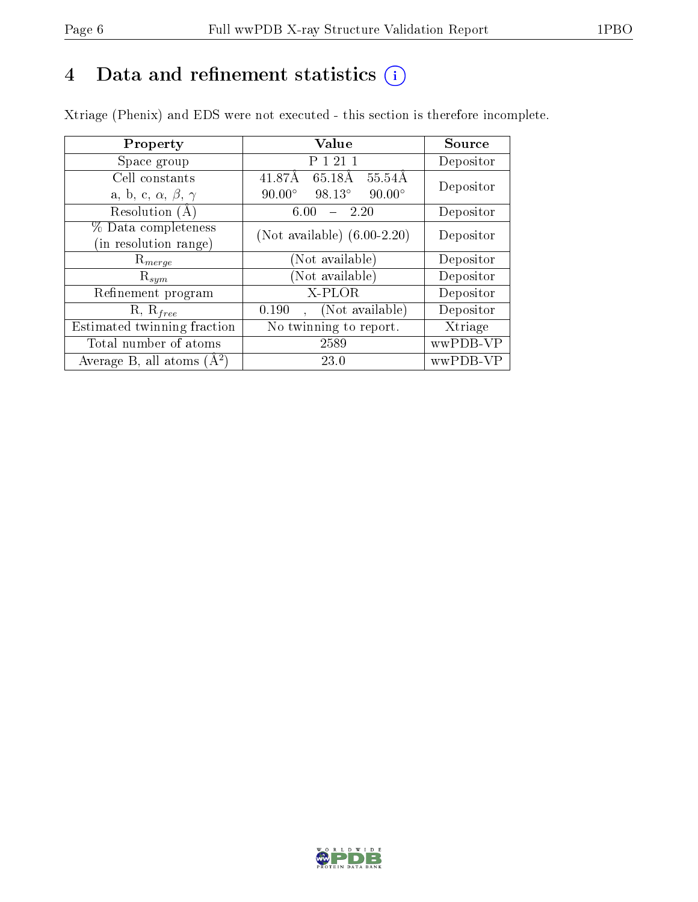# 4 Data and refinement statistics (i)

Xtriage (Phenix) and EDS were not executed - this section is therefore incomplete.

| Property | Value | Source |
|---|---|---|
| Space group | P 1 21 1 | Depositor |
| Cell constants<br>a, b, c, $\alpha$, $\beta$, $\gamma$ | 41.87Å 65.18Å 55.54Å<br>90.00° 98.13° 90.00° | Depositor |
| Resolution (Å) | 6.00 – 2.20 | Depositor |
| % Data completeness<br>(in resolution range) | (Not available) (6.00-2.20) | Depositor |
| $R_{merge}$ | (Not available) | Depositor |
| $R_{sym}$ | (Not available) | Depositor |
| Refinement program | X-PLOR | Depositor |
| R, $R_{free}$ | 0.190 , (Not available) | Depositor |
| Estimated twinning fraction | No twinning to report. | Xtriage |
| Total number of atoms | 2589 | wwPDB-VP |
| Average B, all atoms (Å$^2$) | 23.0 | wwPDB-VP |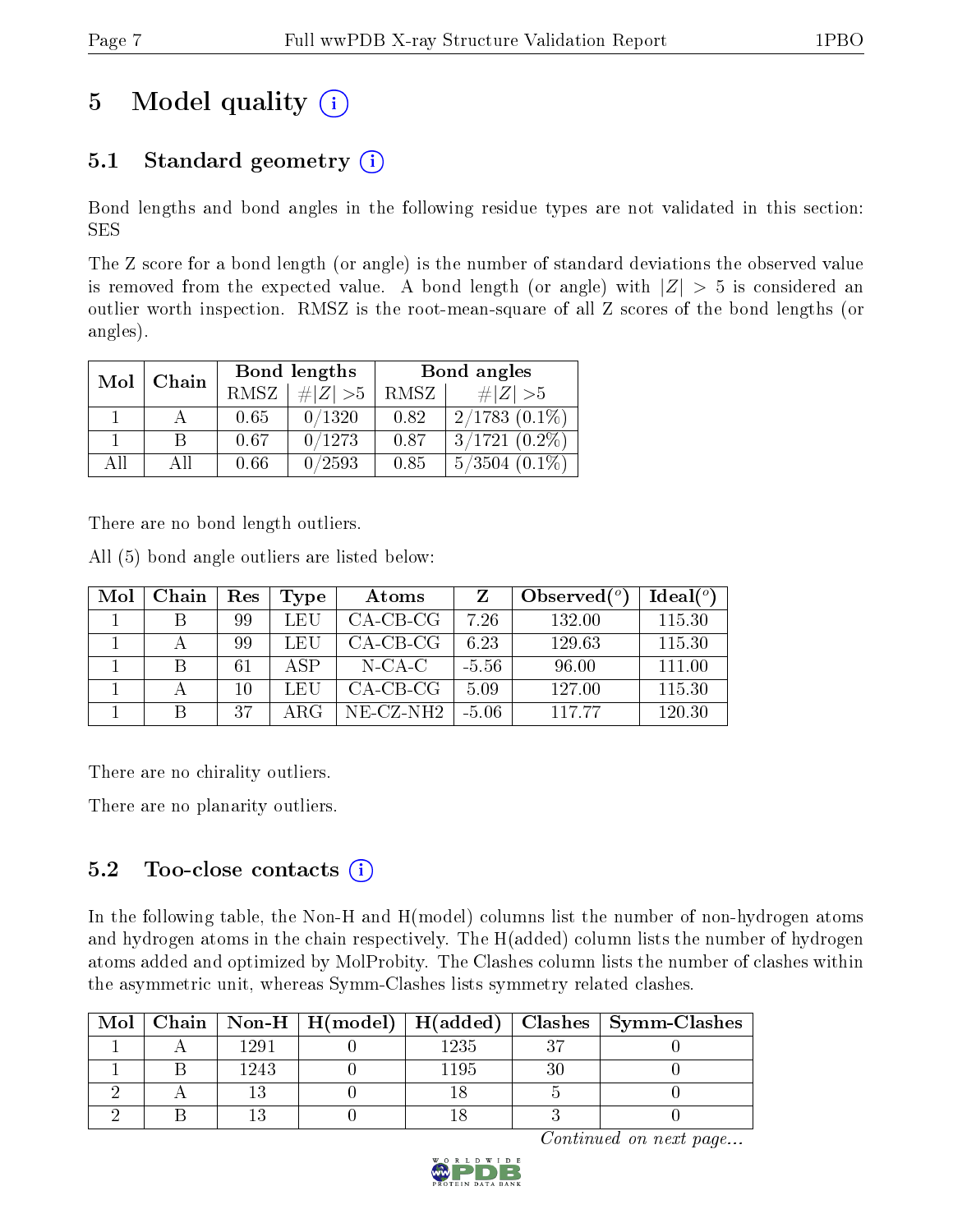# 5 Model quality

## 5.1 Standard geometry

Bond lengths and bond angles in the following residue types are not validated in this section: SES

The Z score for a bond length (or angle) is the number of standard deviations the observed value is removed from the expected value. A bond length (or angle) with $|Z| > 5$ is considered an outlier worth inspection. RMSZ is the root-mean-square of all Z scores of the bond lengths (or angles).

| Mol | Chain | Bond lengths | | Bond angles | |
|---|---|---|---|---|---|
| | | RMSZ | #$|Z|$ >5 | RMSZ | #$|Z|$ >5 |
| 1 | A | 0.65 | 0/1320 | 0.82 | 2/1783 (0.1%) |
| 1 | B | 0.67 | 0/1273 | 0.87 | 3/1721 (0.2%) |
| All | All | 0.66 | 0/2593 | 0.85 | 5/3504 (0.1%) |

There are no bond length outliers.

All (5) bond angle outliers are listed below:

| Mol | Chain | Res | Type | Atoms | Z | Observed(°) | Ideal(°) |
|---|---|---|---|---|---|---|---|
| 1 | B | 99 | LEU | CA-CB-CG | 7.26 | 132.00 | 115.30 |
| 1 | A | 99 | LEU | CA-CB-CG | 6.23 | 129.63 | 115.30 |
| 1 | B | 61 | ASP | N-CA-C | -5.56 | 96.00 | 111.00 |
| 1 | A | 10 | LEU | CA-CB-CG | 5.09 | 127.00 | 115.30 |
| 1 | B | 37 | ARG | NE-CZ-NH2 | -5.06 | 117.77 | 120.30 |

There are no chirality outliers.

There are no planarity outliers.

## 5.2 Too-close contacts

In the following table, the Non-H and H(model) columns list the number of non-hydrogen atoms and hydrogen atoms in the chain respectively. The H(added) column lists the number of hydrogen atoms added and optimized by MolProbity. The Clashes column lists the number of clashes within the asymmetric unit, whereas Symm-Clashes lists symmetry related clashes.

| Mol | Chain | Non-H | H(model) | H(added) | Clashes | Symm-Clashes |
|---|---|---|---|---|---|---|
| 1 | A | 1291 | 0 | 1235 | 37 | 0 |
| 1 | B | 1243 | 0 | 1195 | 30 | 0 |
| 2 | A | 13 | 0 | 18 | 5 | 0 |
| 2 | B | 13 | 0 | 18 | 3 | 0 |

*Continued on next page...*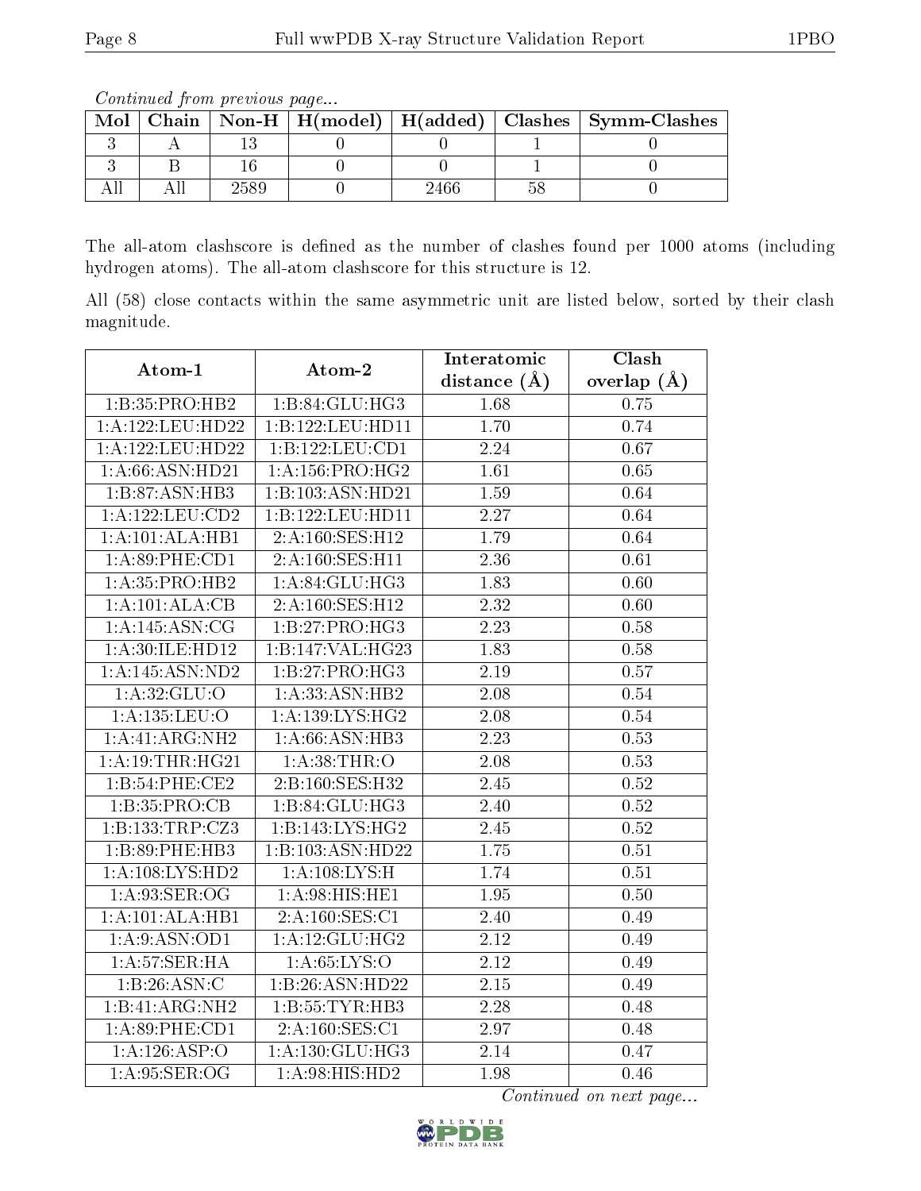*Continued from previous page...*

| Mol | Chain | Non-H | H(model) | H(added) | Clashes | Symm-Clashes |
|---|---|---|---|---|---|---|
| 3 | A | 13 | 0 | 0 | 1 | 0 |
| 3 | B | 16 | 0 | 0 | 1 | 0 |
| All | All | 2589 | 0 | 2466 | 58 | 0 |

The all-atom clashscore is defined as the number of clashes found per 1000 atoms (including hydrogen atoms). The all-atom clashscore for this structure is 12.

All (58) close contacts within the same asymmetric unit are listed below, sorted by their clash magnitude.

| Atom-1 | Atom-2 | Interatomic distance (Å) | Clash overlap (Å) |
|---|---|---|---|
| 1:B:35:PRO:HB2 | 1:B:84:GLU:HG3 | 1.68 | 0.75 |
| 1:A:122:LEU:HD22 | 1:B:122:LEU:HD11 | 1.70 | 0.74 |
| 1:A:122:LEU:HD22 | 1:B:122:LEU:CD1 | 2.24 | 0.67 |
| 1:A:66:ASN:HD21 | 1:A:156:PRO:HG2 | 1.61 | 0.65 |
| 1:B:87:ASN:HB3 | 1:B:103:ASN:HD21 | 1.59 | 0.64 |
| 1:A:122:LEU:CD2 | 1:B:122:LEU:HD11 | 2.27 | 0.64 |
| 1:A:101:ALA:HB1 | 2:A:160:SES:H12 | 1.79 | 0.64 |
| 1:A:89:PHE:CD1 | 2:A:160:SES:H11 | 2.36 | 0.61 |
| 1:A:35:PRO:HB2 | 1:A:84:GLU:HG3 | 1.83 | 0.60 |
| 1:A:101:ALA:CB | 2:A:160:SES:H12 | 2.32 | 0.60 |
| 1:A:145:ASN:CG | 1:B:27:PRO:HG3 | 2.23 | 0.58 |
| 1:A:30:ILE:HD12 | 1:B:147:VAL:HG23 | 1.83 | 0.58 |
| 1:A:145:ASN:ND2 | 1:B:27:PRO:HG3 | 2.19 | 0.57 |
| 1:A:32:GLU:O | 1:A:33:ASN:HB2 | 2.08 | 0.54 |
| 1:A:135:LEU:O | 1:A:139:LYS:HG2 | 2.08 | 0.54 |
| 1:A:41:ARG:NH2 | 1:A:66:ASN:HB3 | 2.23 | 0.53 |
| 1:A:19:THR:HG21 | 1:A:38:THR:O | 2.08 | 0.53 |
| 1:B:54:PHE:CE2 | 2:B:160:SES:H32 | 2.45 | 0.52 |
| 1:B:35:PRO:CB | 1:B:84:GLU:HG3 | 2.40 | 0.52 |
| 1:B:133:TRP:CZ3 | 1:B:143:LYS:HG2 | 2.45 | 0.52 |
| 1:B:89:PHE:HB3 | 1:B:103:ASN:HD22 | 1.75 | 0.51 |
| 1:A:108:LYS:HD2 | 1:A:108:LYS:H | 1.74 | 0.51 |
| 1:A:93:SER:OG | 1:A:98:HIS:HE1 | 1.95 | 0.50 |
| 1:A:101:ALA:HB1 | 2:A:160:SES:C1 | 2.40 | 0.49 |
| 1:A:9:ASN:OD1 | 1:A:12:GLU:HG2 | 2.12 | 0.49 |
| 1:A:57:SER:HA | 1:A:65:LYS:O | 2.12 | 0.49 |
| 1:B:26:ASN:C | 1:B:26:ASN:HD22 | 2.15 | 0.49 |
| 1:B:41:ARG:NH2 | 1:B:55:TYR:HB3 | 2.28 | 0.48 |
| 1:A:89:PHE:CD1 | 2:A:160:SES:C1 | 2.97 | 0.48 |
| 1:A:126:ASP:O | 1:A:130:GLU:HG3 | 2.14 | 0.47 |
| 1:A:95:SER:OG | 1:A:98:HIS:HD2 | 1.98 | 0.46 |

*Continued on next page...*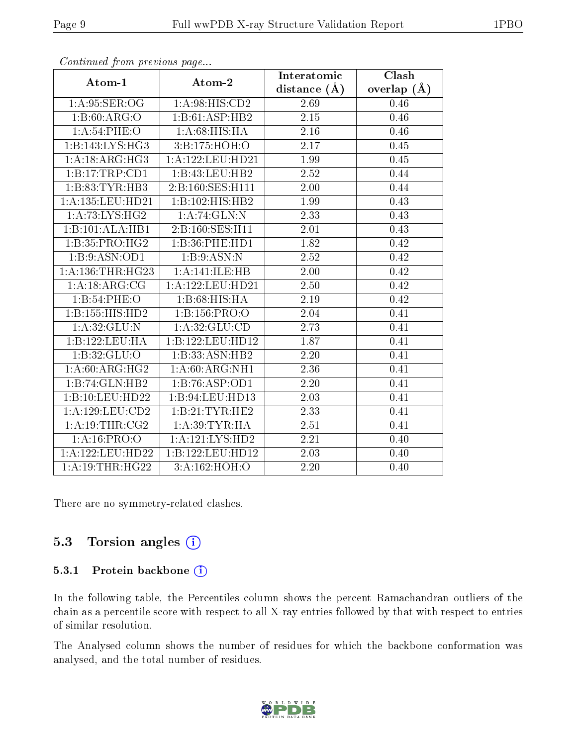*Continued from previous page...*

| Atom-1 | Atom-2 | Interatomic distance (Å) | Clash overlap (Å) |
| --- | --- | --- | --- |
| 1:A:95:SER:OG | 1:A:98:HIS:CD2 | 2.69 | 0.46 |
| 1:B:60:ARG:O | 1:B:61:ASP:HB2 | 2.15 | 0.46 |
| 1:A:54:PHE:O | 1:A:68:HIS:HA | 2.16 | 0.46 |
| 1:B:143:LYS:HG3 | 3:B:175:HOH:O | 2.17 | 0.45 |
| 1:A:18:ARG:HG3 | 1:A:122:LEU:HD21 | 1.99 | 0.45 |
| 1:B:17:TRP:CD1 | 1:B:43:LEU:HB2 | 2.52 | 0.44 |
| 1:B:83:TYR:HB3 | 2:B:160:SES:H111 | 2.00 | 0.44 |
| 1:A:135:LEU:HD21 | 1:B:102:HIS:HB2 | 1.99 | 0.43 |
| 1:A:73:LYS:HG2 | 1:A:74:GLN:N | 2.33 | 0.43 |
| 1:B:101:ALA:HB1 | 2:B:160:SES:H11 | 2.01 | 0.43 |
| 1:B:35:PRO:HG2 | 1:B:36:PHE:HD1 | 1.82 | 0.42 |
| 1:B:9:ASN:OD1 | 1:B:9:ASN:N | 2.52 | 0.42 |
| 1:A:136:THR:HG23 | 1:A:141:ILE:HB | 2.00 | 0.42 |
| 1:A:18:ARG:CG | 1:A:122:LEU:HD21 | 2.50 | 0.42 |
| 1:B:54:PHE:O | 1:B:68:HIS:HA | 2.19 | 0.42 |
| 1:B:155:HIS:HD2 | 1:B:156:PRO:O | 2.04 | 0.41 |
| 1:A:32:GLU:N | 1:A:32:GLU:CD | 2.73 | 0.41 |
| 1:B:122:LEU:HA | 1:B:122:LEU:HD12 | 1.87 | 0.41 |
| 1:B:32:GLU:O | 1:B:33:ASN:HB2 | 2.20 | 0.41 |
| 1:A:60:ARG:HG2 | 1:A:60:ARG:NH1 | 2.36 | 0.41 |
| 1:B:74:GLN:HB2 | 1:B:76:ASP:OD1 | 2.20 | 0.41 |
| 1:B:10:LEU:HD22 | 1:B:94:LEU:HD13 | 2.03 | 0.41 |
| 1:A:129:LEU:CD2 | 1:B:21:TYR:HE2 | 2.33 | 0.41 |
| 1:A:19:THR:CG2 | 1:A:39:TYR:HA | 2.51 | 0.41 |
| 1:A:16:PRO:O | 1:A:121:LYS:HD2 | 2.21 | 0.40 |
| 1:A:122:LEU:HD22 | 1:B:122:LEU:HD12 | 2.03 | 0.40 |
| 1:A:19:THR:HG22 | 3:A:162:HOH:O | 2.20 | 0.40 |

There are no symmetry-related clashes.

## 5.3 Torsion angles

### 5.3.1 Protein backbone

In the following table, the Percentiles column shows the percent Ramachandran outliers of the chain as a percentile score with respect to all X-ray entries followed by that with respect to entries of similar resolution.

The Analysed column shows the number of residues for which the backbone conformation was analysed, and the total number of residues.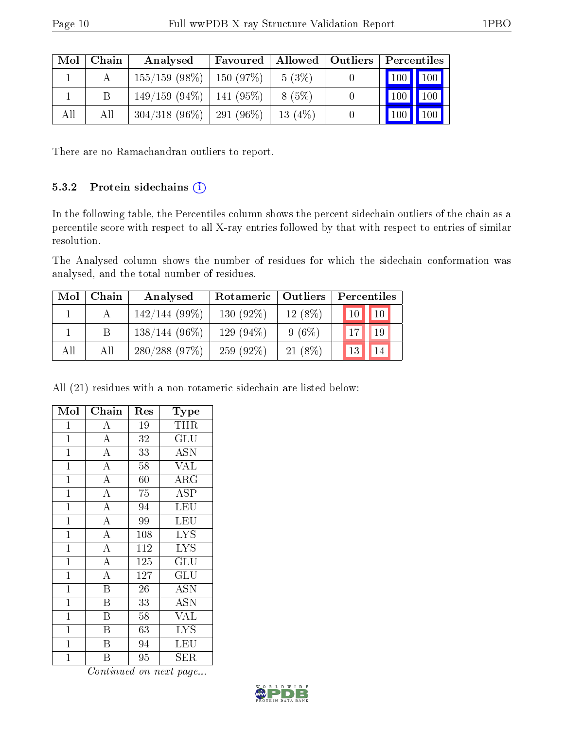| Mol | Chain | Analysed | Favoured | Allowed | Outliers | Percentiles | |
|---|---|---|---|---|---|---|---|
| 1 | A | 155/159 (98%) | 150 (97%) | 5 (3%) | 0 | 100 | 100 |
| 1 | B | 149/159 (94%) | 141 (95%) | 8 (5%) | 0 | 100 | 100 |
| All | All | 304/318 (96%) | 291 (96%) | 13 (4%) | 0 | 100 | 100 |

There are no Ramachandran outliers to report.

### 5.3.2 Protein sidechains

In the following table, the Percentiles column shows the percent sidechain outliers of the chain as a percentile score with respect to all X-ray entries followed by that with respect to entries of similar resolution.

The Analysed column shows the number of residues for which the sidechain conformation was analysed, and the total number of residues.

| Mol | Chain | Analysed | Rotameric | Outliers | Percentiles | |
|---|---|---|---|---|---|---|
| 1 | A | 142/144 (99%) | 130 (92%) | 12 (8%) | 10 | 10 |
| 1 | B | 138/144 (96%) | 129 (94%) | 9 (6%) | 17 | 19 |
| All | All | 280/288 (97%) | 259 (92%) | 21 (8%) | 13 | 14 |

All (21) residues with a non-rotameric sidechain are listed below:

| Mol | Chain | Res | Type |
|---|---|---|---|
| 1 | A | 19 | THR |
| 1 | A | 32 | GLU |
| 1 | A | 33 | ASN |
| 1 | A | 58 | VAL |
| 1 | A | 60 | ARG |
| 1 | A | 75 | ASP |
| 1 | A | 94 | LEU |
| 1 | A | 99 | LEU |
| 1 | A | 108 | LYS |
| 1 | A | 112 | LYS |
| 1 | A | 125 | GLU |
| 1 | A | 127 | GLU |
| 1 | B | 26 | ASN |
| 1 | B | 33 | ASN |
| 1 | B | 58 | VAL |
| 1 | B | 63 | LYS |
| 1 | B | 94 | LEU |
| 1 | B | 95 | SER |

*Continued on next page...*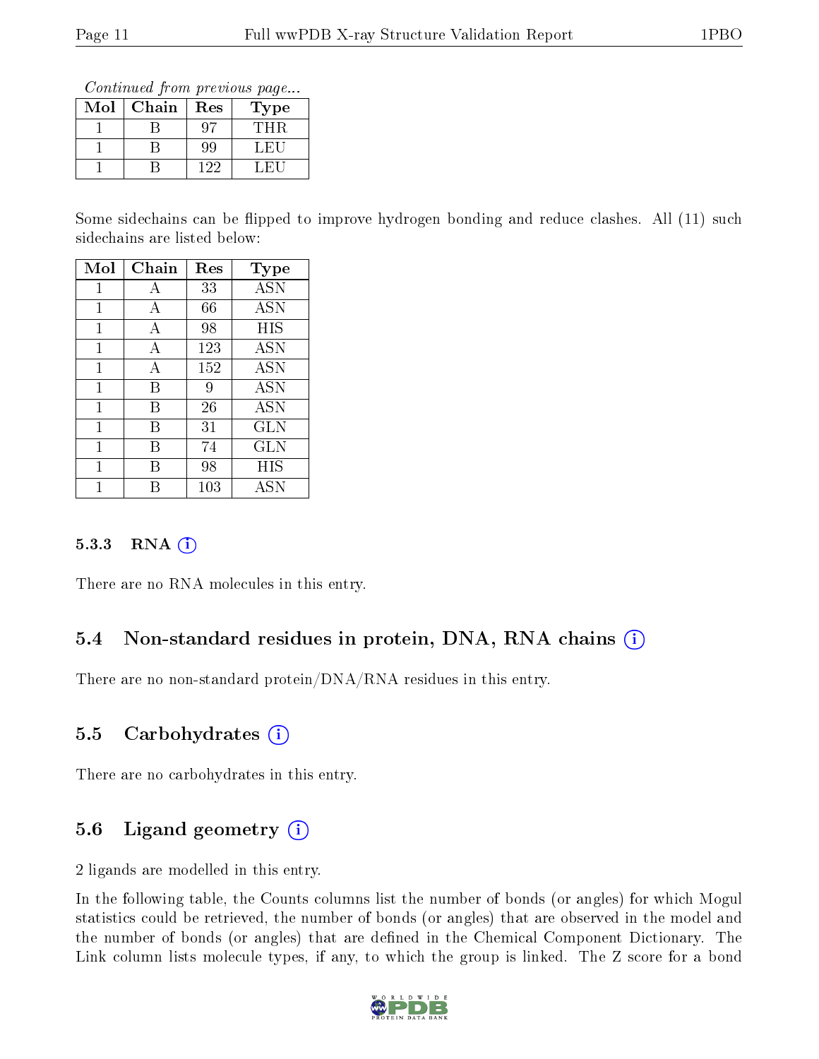*Continued from previous page...*

| Mol | Chain | Res | Type |
|---|---|---|---|
| 1 | B | 97 | THR |
| 1 | B | 99 | LEU |
| 1 | B | 122 | LEU |

Some sidechains can be flipped to improve hydrogen bonding and reduce clashes. All (11) such sidechains are listed below:

| Mol | Chain | Res | Type |
|---|---|---|---|
| 1 | A | 33 | ASN |
| 1 | A | 66 | ASN |
| 1 | A | 98 | HIS |
| 1 | A | 123 | ASN |
| 1 | A | 152 | ASN |
| 1 | B | 9 | ASN |
| 1 | B | 26 | ASN |
| 1 | B | 31 | GLN |
| 1 | B | 74 | GLN |
| 1 | B | 98 | HIS |
| 1 | B | 103 | ASN |

### 5.3.3 RNA

There are no RNA molecules in this entry.

## 5.4 Non-standard residues in protein, DNA, RNA chains

There are no non-standard protein/DNA/RNA residues in this entry.

## 5.5 Carbohydrates

There are no carbohydrates in this entry.

## 5.6 Ligand geometry

2 ligands are modelled in this entry.

In the following table, the Counts columns list the number of bonds (or angles) for which Mogul statistics could be retrieved, the number of bonds (or angles) that are observed in the model and the number of bonds (or angles) that are defined in the Chemical Component Dictionary. The Link column lists molecule types, if any, to which the group is linked. The Z score for a bond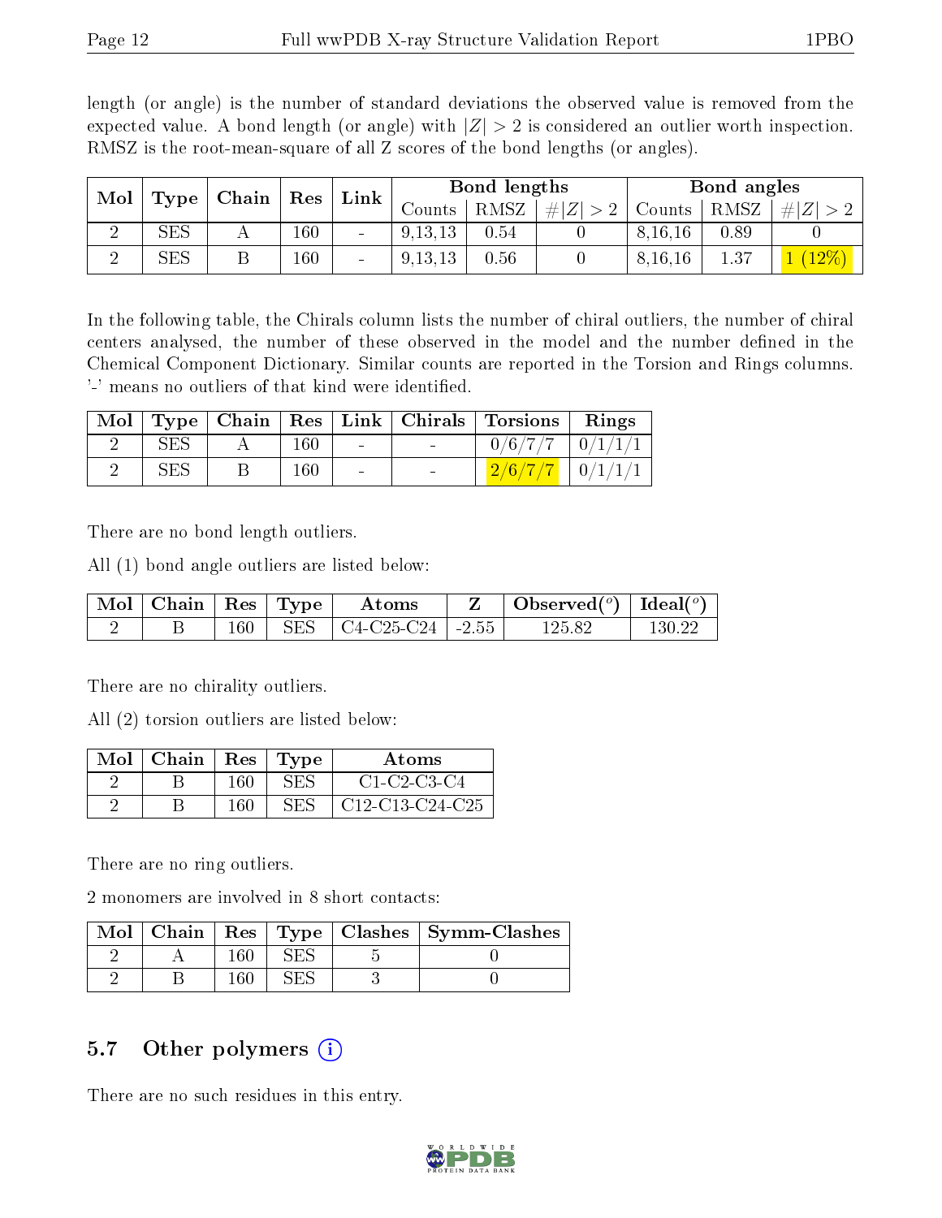length (or angle) is the number of standard deviations the observed value is removed from the expected value. A bond length (or angle) with $|Z| > 2$ is considered an outlier worth inspection. RMSZ is the root-mean-square of all Z scores of the bond lengths (or angles).

| Mol | Type | Chain | Res | Link | Bond lengths | | | Bond angles | | |
|---|---|---|---|---|---|---|---|---|---|---|
| | | | | | Counts | RMSZ | $\#\|Z\| > 2$ | Counts | RMSZ | $\#\|Z\| > 2$ |
| 2 | SES | A | 160 | - | 9,13,13 | 0.54 | 0 | 8,16,16 | 0.89 | 0 |
| 2 | SES | B | 160 | - | 9,13,13 | 0.56 | 0 | 8,16,16 | 1.37 | 1 (12%) |

In the following table, the Chirals column lists the number of chiral outliers, the number of chiral centers analysed, the number of these observed in the model and the number defined in the Chemical Component Dictionary. Similar counts are reported in the Torsion and Rings columns. '-' means no outliers of that kind were identified.

| Mol | Type | Chain | Res | Link | Chirals | Torsions | Rings |
|---|---|---|---|---|---|---|---|
| 2 | SES | A | 160 | - | - | 0/6/7/7 | 0/1/1/1 |
| 2 | SES | B | 160 | - | - | 2/6/7/7 | 0/1/1/1 |

There are no bond length outliers.

All (1) bond angle outliers are listed below:

| Mol | Chain | Res | Type | Atoms | Z | Observed($^o$) | Ideal($^o$) |
|---|---|---|---|---|---|---|---|
| 2 | B | 160 | SES | C4-C25-C24 | -2.55 | 125.82 | 130.22 |

There are no chirality outliers.

All (2) torsion outliers are listed below:

| Mol | Chain | Res | Type | Atoms |
|---|---|---|---|---|
| 2 | B | 160 | SES | C1-C2-C3-C4 |
| 2 | B | 160 | SES | C12-C13-C24-C25 |

There are no ring outliers.

2 monomers are involved in 8 short contacts:

| Mol | Chain | Res | Type | Clashes | Symm-Clashes |
|---|---|---|---|---|---|
| 2 | A | 160 | SES | 5 | 0 |
| 2 | B | 160 | SES | 3 | 0 |

## 5.7 Other polymers

There are no such residues in this entry.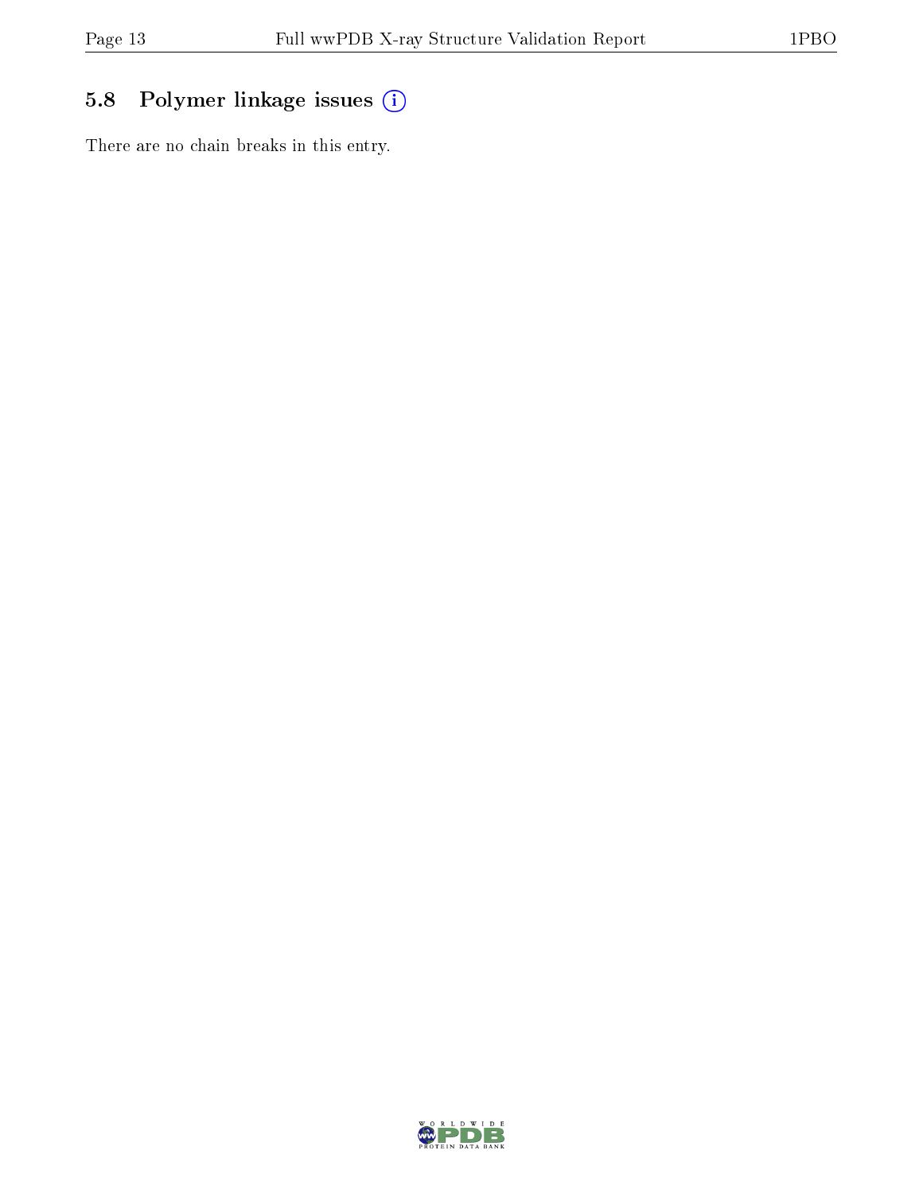## 5.8 Polymer linkage issues

There are no chain breaks in this entry.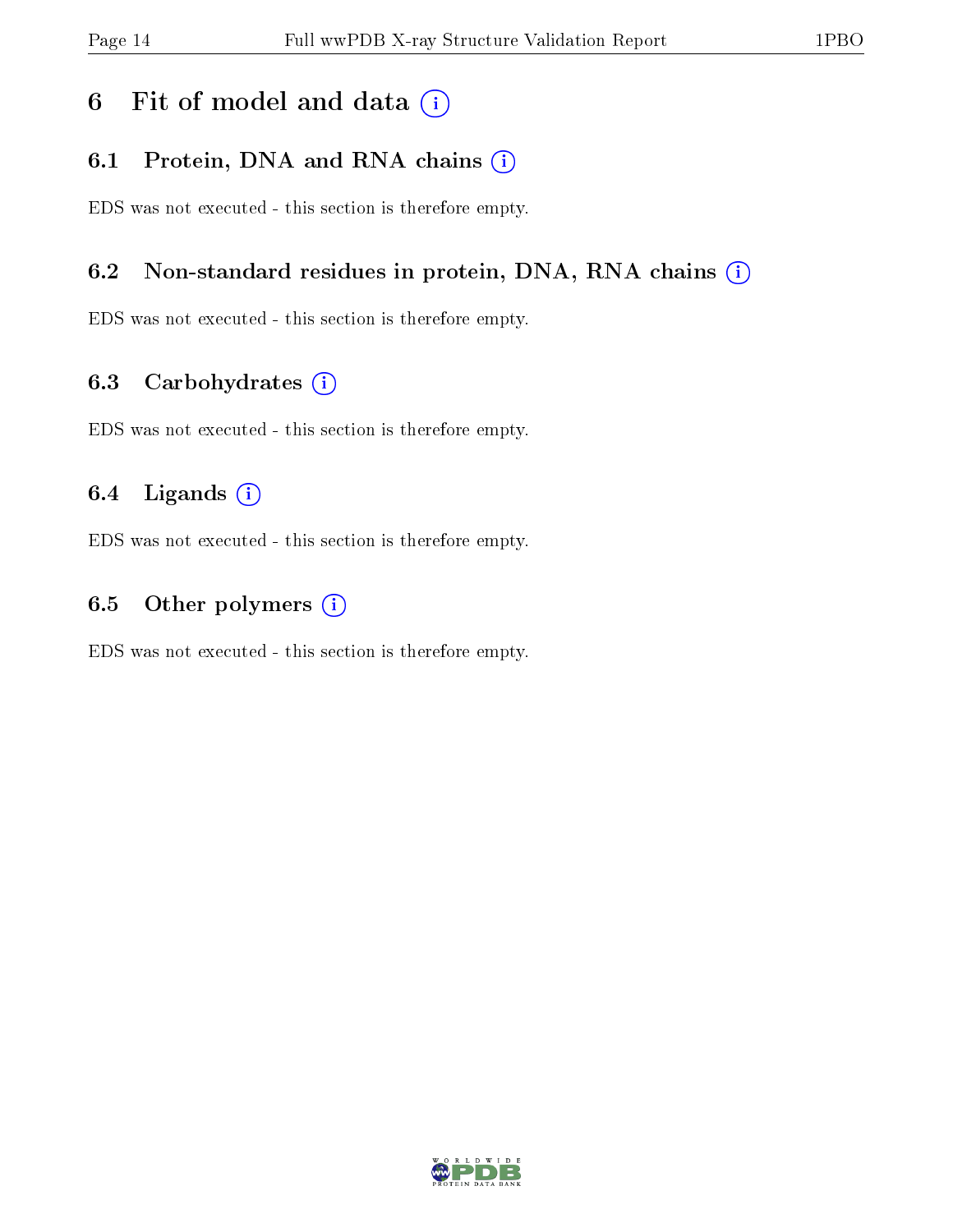# 6 Fit of model and data

## 6.1 Protein, DNA and RNA chains

EDS was not executed - this section is therefore empty.

## 6.2 Non-standard residues in protein, DNA, RNA chains

EDS was not executed - this section is therefore empty.

## 6.3 Carbohydrates

EDS was not executed - this section is therefore empty.

## 6.4 Ligands

EDS was not executed - this section is therefore empty.

## 6.5 Other polymers

EDS was not executed - this section is therefore empty.